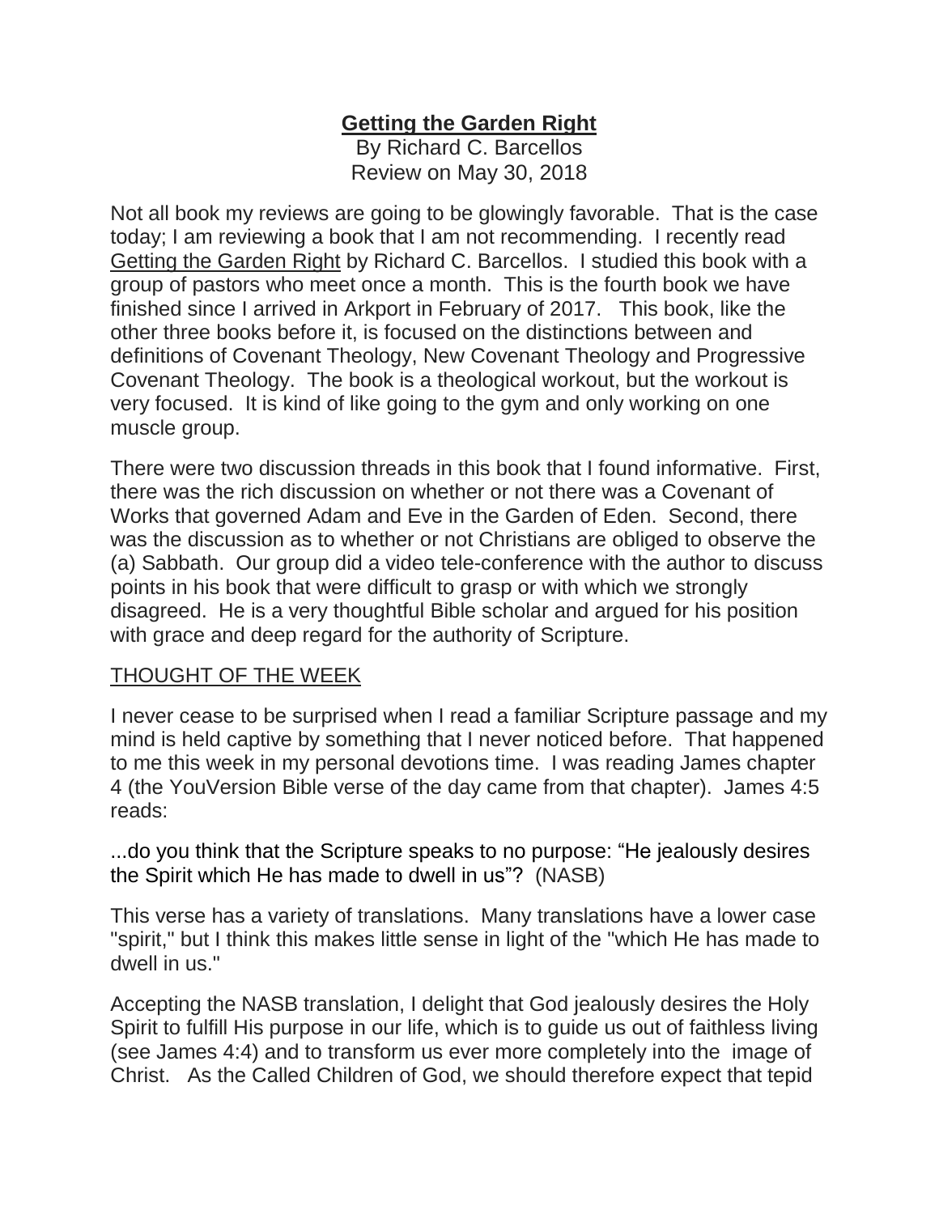**Getting the Garden Right**

By Richard C. Barcellos

Review on May 30, 2018

Not all book my reviews are going to be glowingly favorable. That is the case today; I am reviewing a book that I am not recommending. I recently read Getting the Garden Right by Richard C. Barcellos. I studied this book with a group of pastors who meet once a month. This is the fourth book we have finished since I arrived in Arkport in February of 2017. This book, like the other three books before it, is focused on the distinctions between and definitions of Covenant Theology, New Covenant Theology and Progressive Covenant Theology. The book is a theological workout, but the workout is very focused. It is kind of like going to the gym and only working on one muscle group.

There were two discussion threads in this book that I found informative. First, there was the rich discussion on whether or not there was a Covenant of Works that governed Adam and Eve in the Garden of Eden. Second, there was the discussion as to whether or not Christians are obliged to observe the (a) Sabbath. Our group did a video tele-conference with the author to discuss points in his book that were difficult to grasp or with which we strongly disagreed. He is a very thoughtful Bible scholar and argued for his position with grace and deep regard for the authority of Scripture.

THOUGHT OF THE WEEK

I never cease to be surprised when I read a familiar Scripture passage and my mind is held captive by something that I never noticed before. That happened to me this week in my personal devotions time. I was reading James chapter 4 (the YouVersion Bible verse of the day came from that chapter). James 4:5 reads:

...do you think that the Scripture speaks to no purpose: "He jealously desires the Spirit which He has made to dwell in us"? (NASB)

This verse has a variety of translations. Many translations have a lower case "spirit," but I think this makes little sense in light of the "which He has made to dwell in us."

Accepting the NASB translation, I delight that God jealously desires the Holy Spirit to fulfill His purpose in our life, which is to guide us out of faithless living (see James 4:4) and to transform us ever more completely into the image of Christ. As the Called Children of God, we should therefore expect that tepid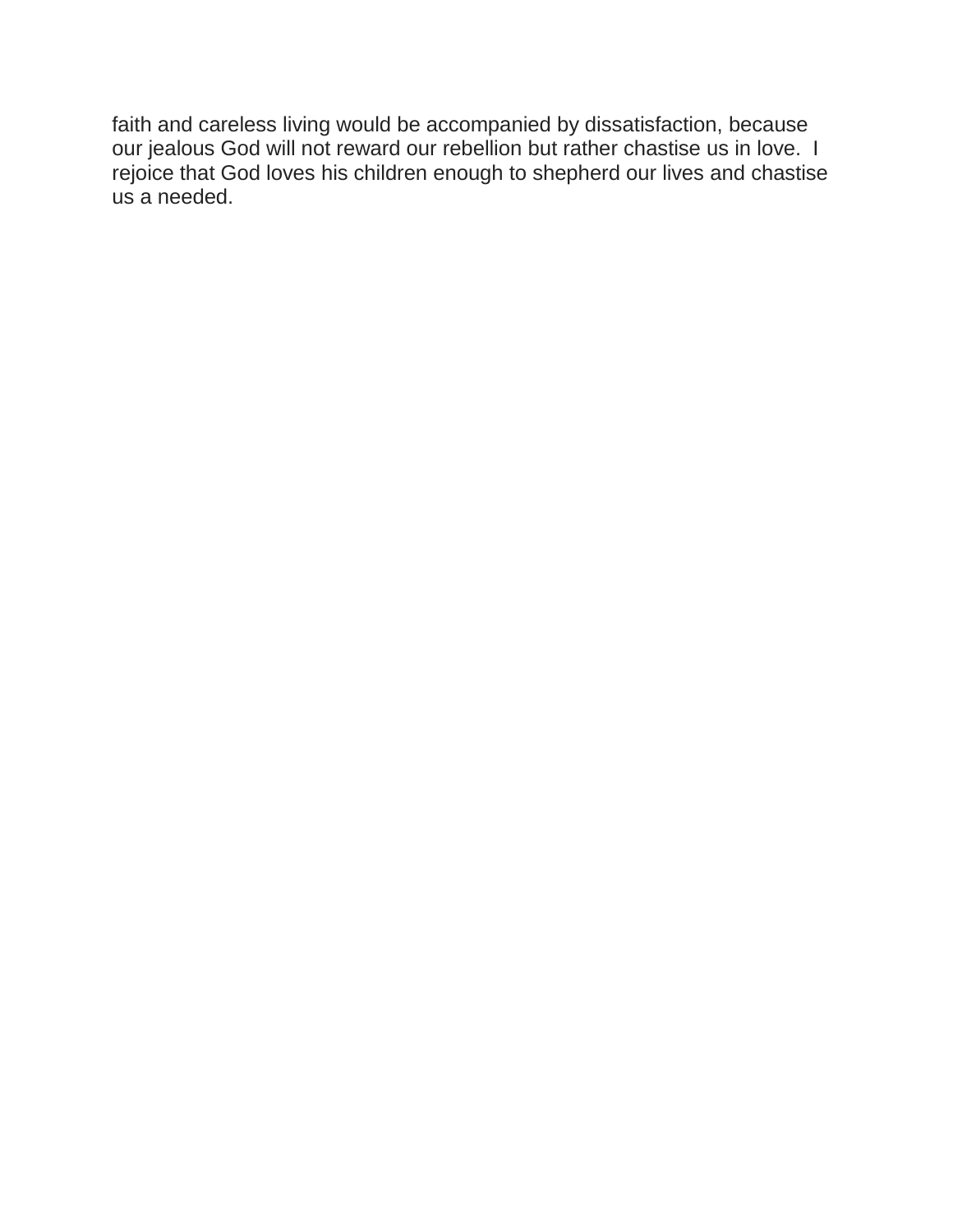faith and careless living would be accompanied by dissatisfaction, because our jealous God will not reward our rebellion but rather chastise us in love. I rejoice that God loves his children enough to shepherd our lives and chastise us a needed.